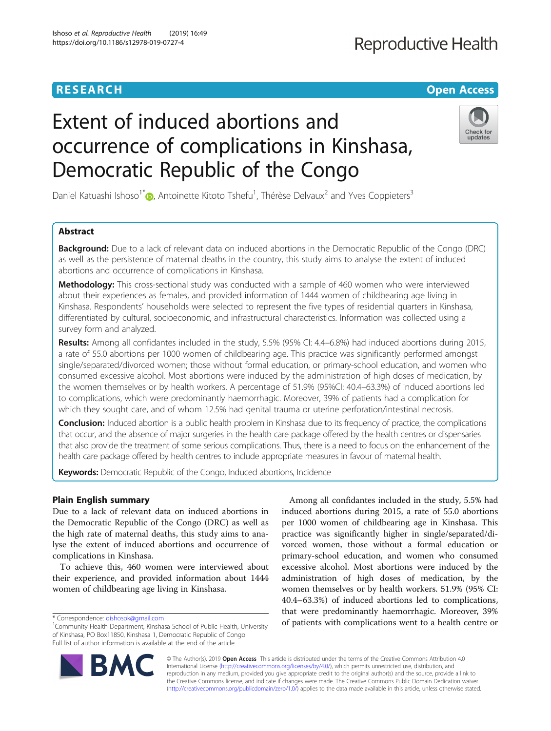# Extent of induced abortions and occurrence of complications in Kinshasa, Democratic Republic of the Congo

Daniel Katuashi Ishoso[1*], Antoinette Kitoto Tshefu[1], Thérèse Delvaux[2] and Yves Coppieters[3]

## Abstract

**Background:** Due to a lack of relevant data on induced abortions in the Democratic Republic of the Congo (DRC) as well as the persistence of maternal deaths in the country, this study aims to analyse the extent of induced abortions and occurrence of complications in Kinshasa.

**Methodology:** This cross-sectional study was conducted with a sample of 460 women who were interviewed about their experiences as females, and provided information of 1444 women of childbearing age living in Kinshasa. Respondents' households were selected to represent the five types of residential quarters in Kinshasa, differentiated by cultural, socioeconomic, and infrastructural characteristics. Information was collected using a survey form and analyzed.

**Results:** Among all confidantes included in the study, 5.5% (95% CI: 4.4–6.8%) had induced abortions during 2015, a rate of 55.0 abortions per 1000 women of childbearing age. This practice was significantly performed amongst single/separated/divorced women; those without formal education, or primary-school education, and women who consumed excessive alcohol. Most abortions were induced by the administration of high doses of medication, by the women themselves or by health workers. A percentage of 51.9% (95%CI: 40.4–63.3%) of induced abortions led to complications, which were predominantly haemorrhagic. Moreover, 39% of patients had a complication for which they sought care, and of whom 12.5% had genital trauma or uterine perforation/intestinal necrosis.

**Conclusion:** Induced abortion is a public health problem in Kinshasa due to its frequency of practice, the complications that occur, and the absence of major surgeries in the health care package offered by the health centres or dispensaries that also provide the treatment of some serious complications. Thus, there is a need to focus on the enhancement of the health care package offered by health centres to include appropriate measures in favour of maternal health.

**Keywords:** Democratic Republic of the Congo, Induced abortions, Incidence

## Plain English summary

Due to a lack of relevant data on induced abortions in the Democratic Republic of the Congo (DRC) as well as the high rate of maternal deaths, this study aims to analyse the extent of induced abortions and occurrence of complications in Kinshasa.

To achieve this, 460 women were interviewed about their experience, and provided information about 1444 women of childbearing age living in Kinshasa.

Among all confidantes included in the study, 5.5% had induced abortions during 2015, a rate of 55.0 abortions per 1000 women of childbearing age in Kinshasa. This practice was significantly higher in single/separated/divorced women, those without a formal education or primary-school education, and women who consumed excessive alcohol. Most abortions were induced by the administration of high doses of medication, by the women themselves or by health workers. 51.9% (95% CI: 40.4–63.3%) of induced abortions led to complications, that were predominantly haemorrhagic. Moreover, 39% of patients with complications went to a health centre or

\* Correspondence: dishosok@gmail.com
[1]Community Health Department, Kinshasa School of Public Health, University of Kinshasa, PO Box11850, Kinshasa 1, Democratic Republic of Congo
Full list of author information is available at the end of the article

© The Author(s). 2019 **Open Access** This article is distributed under the terms of the Creative Commons Attribution 4.0 International License (http://creativecommons.org/licenses/by/4.0/), which permits unrestricted use, distribution, and reproduction in any medium, provided you give appropriate credit to the original author(s) and the source, provide a link to the Creative Commons license, and indicate if changes were made. The Creative Commons Public Domain Dedication waiver (http://creativecommons.org/publicdomain/zero/1.0/) applies to the data made available in this article, unless otherwise stated.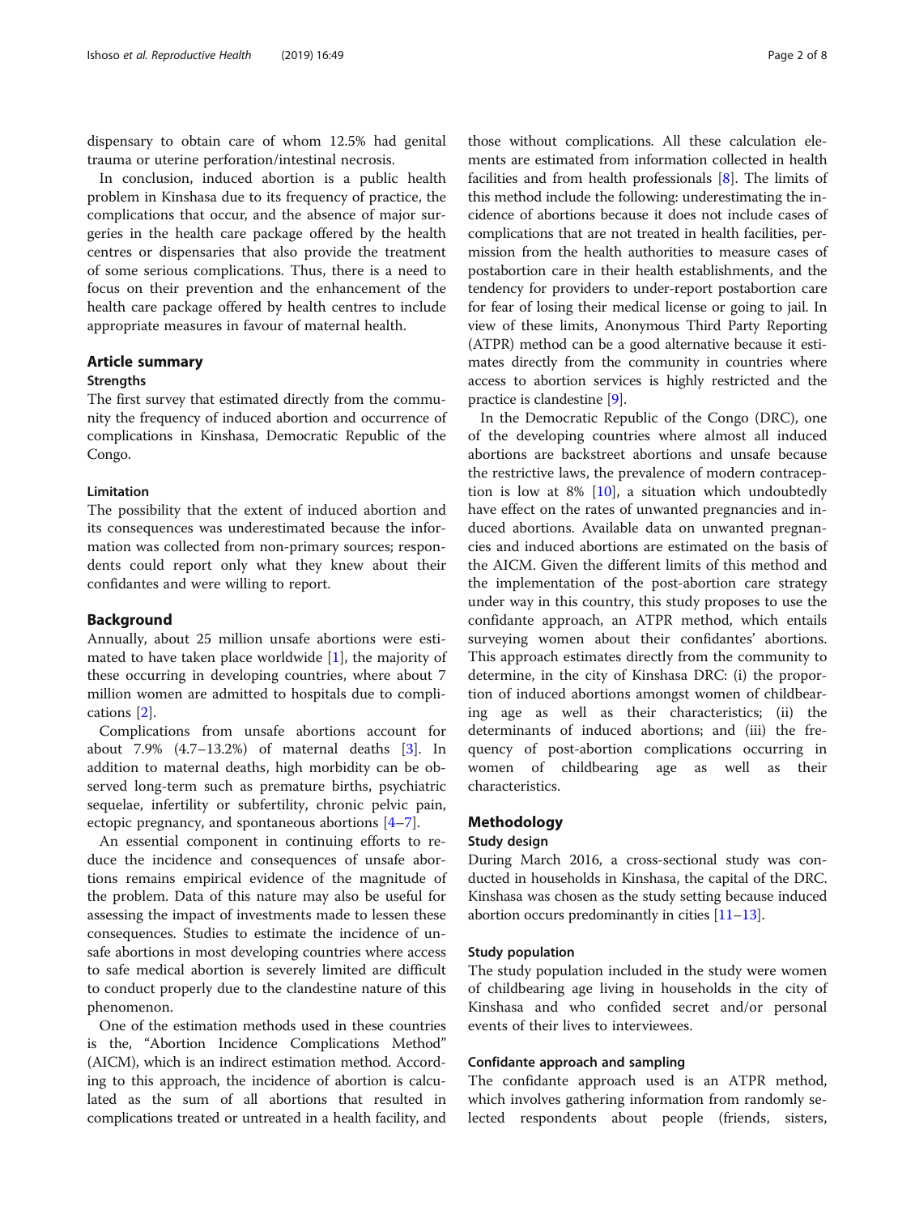dispensary to obtain care of whom 12.5% had genital trauma or uterine perforation/intestinal necrosis.

In conclusion, induced abortion is a public health problem in Kinshasa due to its frequency of practice, the complications that occur, and the absence of major surgeries in the health care package offered by the health centres or dispensaries that also provide the treatment of some serious complications. Thus, there is a need to focus on their prevention and the enhancement of the health care package offered by health centres to include appropriate measures in favour of maternal health.

## Article summary

### Strengths

The first survey that estimated directly from the community the frequency of induced abortion and occurrence of complications in Kinshasa, Democratic Republic of the Congo.

### Limitation

The possibility that the extent of induced abortion and its consequences was underestimated because the information was collected from non-primary sources; respondents could report only what they knew about their confidantes and were willing to report.

## Background

Annually, about 25 million unsafe abortions were estimated to have taken place worldwide [1], the majority of these occurring in developing countries, where about 7 million women are admitted to hospitals due to complications [2].

Complications from unsafe abortions account for about 7.9% (4.7–13.2%) of maternal deaths [3]. In addition to maternal deaths, high morbidity can be observed long-term such as premature births, psychiatric sequelae, infertility or subfertility, chronic pelvic pain, ectopic pregnancy, and spontaneous abortions [4–7].

An essential component in continuing efforts to reduce the incidence and consequences of unsafe abortions remains empirical evidence of the magnitude of the problem. Data of this nature may also be useful for assessing the impact of investments made to lessen these consequences. Studies to estimate the incidence of unsafe abortions in most developing countries where access to safe medical abortion is severely limited are difficult to conduct properly due to the clandestine nature of this phenomenon.

One of the estimation methods used in these countries is the, "Abortion Incidence Complications Method" (AICM), which is an indirect estimation method. According to this approach, the incidence of abortion is calculated as the sum of all abortions that resulted in complications treated or untreated in a health facility, and those without complications. All these calculation elements are estimated from information collected in health facilities and from health professionals [8]. The limits of this method include the following: underestimating the incidence of abortions because it does not include cases of complications that are not treated in health facilities, permission from the health authorities to measure cases of postabortion care in their health establishments, and the tendency for providers to under-report postabortion care for fear of losing their medical license or going to jail. In view of these limits, Anonymous Third Party Reporting (ATPR) method can be a good alternative because it estimates directly from the community in countries where access to abortion services is highly restricted and the practice is clandestine [9].

In the Democratic Republic of the Congo (DRC), one of the developing countries where almost all induced abortions are backstreet abortions and unsafe because the restrictive laws, the prevalence of modern contraception is low at 8% [10], a situation which undoubtedly have effect on the rates of unwanted pregnancies and induced abortions. Available data on unwanted pregnancies and induced abortions are estimated on the basis of the AICM. Given the different limits of this method and the implementation of the post-abortion care strategy under way in this country, this study proposes to use the confidante approach, an ATPR method, which entails surveying women about their confidantes' abortions. This approach estimates directly from the community to determine, in the city of Kinshasa DRC: (i) the proportion of induced abortions amongst women of childbearing age as well as their characteristics; (ii) the determinants of induced abortions; and (iii) the frequency of post-abortion complications occurring in women of childbearing age as well as their characteristics.

## Methodology

### Study design

During March 2016, a cross-sectional study was conducted in households in Kinshasa, the capital of the DRC. Kinshasa was chosen as the study setting because induced abortion occurs predominantly in cities [11–13].

### Study population

The study population included in the study were women of childbearing age living in households in the city of Kinshasa and who confided secret and/or personal events of their lives to interviewees.

### Confidante approach and sampling

The confidante approach used is an ATPR method, which involves gathering information from randomly selected respondents about people (friends, sisters,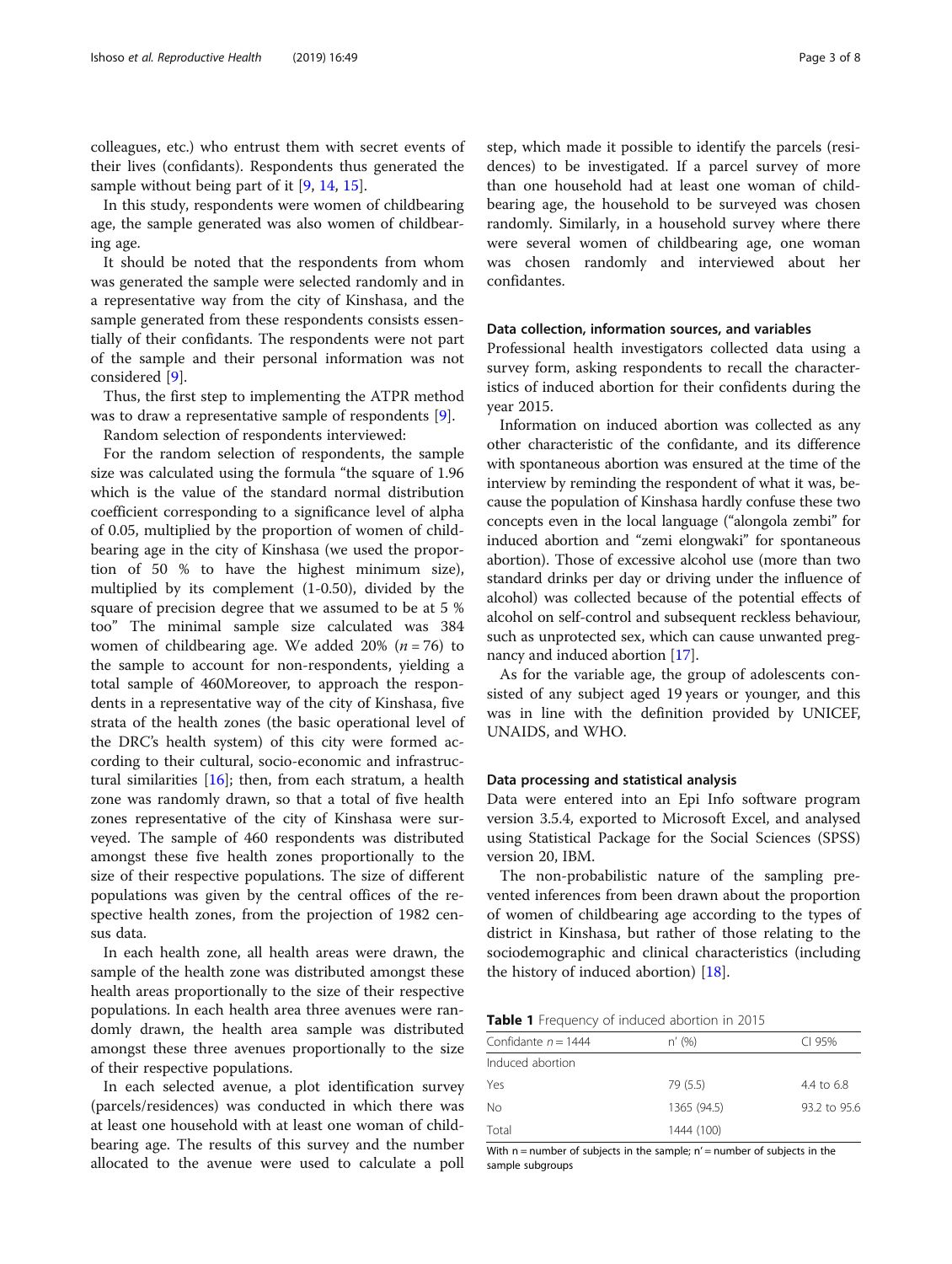colleagues, etc.) who entrust them with secret events of their lives (confidants). Respondents thus generated the sample without being part of it [9, 14, 15].

In this study, respondents were women of childbearing age, the sample generated was also women of childbearing age.

It should be noted that the respondents from whom was generated the sample were selected randomly and in a representative way from the city of Kinshasa, and the sample generated from these respondents consists essentially of their confidants. The respondents were not part of the sample and their personal information was not considered [9].

Thus, the first step to implementing the ATPR method was to draw a representative sample of respondents [9].

Random selection of respondents interviewed:

For the random selection of respondents, the sample size was calculated using the formula "the square of 1.96 which is the value of the standard normal distribution coefficient corresponding to a significance level of alpha of 0.05, multiplied by the proportion of women of childbearing age in the city of Kinshasa (we used the proportion of 50 % to have the highest minimum size), multiplied by its complement (1-0.50), divided by the square of precision degree that we assumed to be at 5 % too" The minimal sample size calculated was 384 women of childbearing age. We added 20% ($n = 76$) to the sample to account for non-respondents, yielding a total sample of 460Moreover, to approach the respondents in a representative way of the city of Kinshasa, five strata of the health zones (the basic operational level of the DRC's health system) of this city were formed according to their cultural, socio-economic and infrastructural similarities [16]; then, from each stratum, a health zone was randomly drawn, so that a total of five health zones representative of the city of Kinshasa were surveyed. The sample of 460 respondents was distributed amongst these five health zones proportionally to the size of their respective populations. The size of different populations was given by the central offices of the respective health zones, from the projection of 1982 census data.

In each health zone, all health areas were drawn, the sample of the health zone was distributed amongst these health areas proportionally to the size of their respective populations. In each health area three avenues were randomly drawn, the health area sample was distributed amongst these three avenues proportionally to the size of their respective populations.

In each selected avenue, a plot identification survey (parcels/residences) was conducted in which there was at least one household with at least one woman of childbearing age. The results of this survey and the number allocated to the avenue were used to calculate a poll step, which made it possible to identify the parcels (residences) to be investigated. If a parcel survey of more than one household had at least one woman of childbearing age, the household to be surveyed was chosen randomly. Similarly, in a household survey where there were several women of childbearing age, one woman was chosen randomly and interviewed about her confidantes.

### Data collection, information sources, and variables

Professional health investigators collected data using a survey form, asking respondents to recall the characteristics of induced abortion for their confidents during the year 2015.

Information on induced abortion was collected as any other characteristic of the confidante, and its difference with spontaneous abortion was ensured at the time of the interview by reminding the respondent of what it was, because the population of Kinshasa hardly confuse these two concepts even in the local language ("alongola zembi" for induced abortion and "zemi elongwaki" for spontaneous abortion). Those of excessive alcohol use (more than two standard drinks per day or driving under the influence of alcohol) was collected because of the potential effects of alcohol on self-control and subsequent reckless behaviour, such as unprotected sex, which can cause unwanted pregnancy and induced abortion [17].

As for the variable age, the group of adolescents consisted of any subject aged 19 years or younger, and this was in line with the definition provided by UNICEF, UNAIDS, and WHO.

### Data processing and statistical analysis

Data were entered into an Epi Info software program version 3.5.4, exported to Microsoft Excel, and analysed using Statistical Package for the Social Sciences (SPSS) version 20, IBM.

The non-probabilistic nature of the sampling prevented inferences from been drawn about the proportion of women of childbearing age according to the types of district in Kinshasa, but rather of those relating to the sociodemographic and clinical characteristics (including the history of induced abortion) [18].

**Table 1** Frequency of induced abortion in 2015

| Confidante $n = 1444$ | n' (%) | CI 95% |
|---|---|---|
| Induced abortion | | |
| Yes | 79 (5.5) | 4.4 to 6.8 |
| No | 1365 (94.5) | 93.2 to 95.6 |
| Total | 1444 (100) | |

With n = number of subjects in the sample; n' = number of subjects in the sample subgroups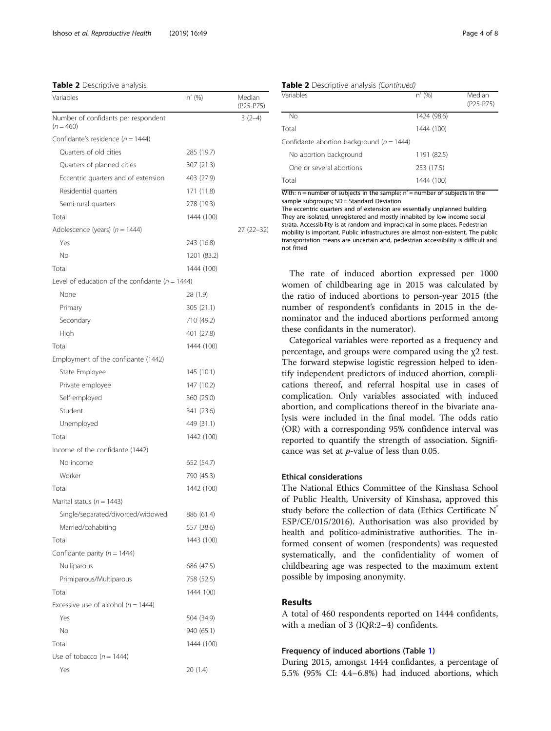**Table 2** Descriptive analysis

| Variables | n′ (%) | Median (P25-P75) |
|---|---|---|
| Number of confidants per respondent (*n* = 460) | | 3 (2–4) |
| Confidante's residence (*n* = 1444) | | |
| Quarters of old cities | 285 (19.7) | |
| Quarters of planned cities | 307 (21.3) | |
| Eccentric quarters and of extension | 403 (27.9) | |
| Residential quarters | 171 (11.8) | |
| Semi-rural quarters | 278 (19.3) | |
| Total | 1444 (100) | |
| Adolescence (years) (*n* = 1444) | | 27 (22–32) |
| Yes | 243 (16.8) | |
| No | 1201 (83.2) | |
| Total | 1444 (100) | |
| Level of education of the confidante (*n* = 1444) | | |
| None | 28 (1.9) | |
| Primary | 305 (21.1) | |
| Secondary | 710 (49.2) | |
| High | 401 (27.8) | |
| Total | 1444 (100) | |
| Employment of the confidante (1442) | | |
| State Employee | 145 (10.1) | |
| Private employee | 147 (10.2) | |
| Self-employed | 360 (25.0) | |
| Student | 341 (23.6) | |
| Unemployed | 449 (31.1) | |
| Total | 1442 (100) | |
| Income of the confidante (1442) | | |
| No income | 652 (54.7) | |
| Worker | 790 (45.3) | |
| Total | 1442 (100) | |
| Marital status (*n* = 1443) | | |
| Single/separated/divorced/widowed | 886 (61.4) | |
| Married/cohabiting | 557 (38.6) | |
| Total | 1443 (100) | |
| Confidante parity (*n* = 1444) | | |
| Nulliparous | 686 (47.5) | |
| Primiparous/Multiparous | 758 (52.5) | |
| Total | 1444 100) | |
| Excessive use of alcohol (*n* = 1444) | | |
| Yes | 504 (34.9) | |
| No | 940 (65.1) | |
| Total | 1444 (100) | |
| Use of tobacco (*n* = 1444) | | |
| Yes | 20 (1.4) | |
| No | 1424 (98.6) | |
| Total | 1444 (100) | |
| Confidante abortion background (*n* = 1444) | | |
| No abortion background | 1191 (82.5) | |
| One or several abortions | 253 (17.5) | |
| Total | 1444 (100) | |

With: n = number of subjects in the sample; n′ = number of subjects in the sample subgroups; SD = Standard Deviation

The eccentric quarters and of extension are essentially unplanned building. They are isolated, unregistered and mostly inhabited by low income social strata. Accessibility is at random and impractical in some places. Pedestrian mobility is important. Public infrastructures are almost non-existent. The public transportation means are uncertain and, pedestrian accessibility is difficult and not fitted

The rate of induced abortion expressed per 1000 women of childbearing age in 2015 was calculated by the ratio of induced abortions to person-year 2015 (the number of respondent's confidants in 2015 in the denominator and the induced abortions performed among these confidants in the numerator).

Categorical variables were reported as a frequency and percentage, and groups were compared using the $\chi 2$ test. The forward stepwise logistic regression helped to identify independent predictors of induced abortion, complications thereof, and referral hospital use in cases of complication. Only variables associated with induced abortion, and complications thereof in the bivariate analysis were included in the final model. The odds ratio (OR) with a corresponding 95% confidence interval was reported to quantify the strength of association. Significance was set at *p*-value of less than 0.05.

### Ethical considerations

The National Ethics Committee of the Kinshasa School of Public Health, University of Kinshasa, approved this study before the collection of data (Ethics Certificate N° ESP/CE/015/2016). Authorisation was also provided by health and politico-administrative authorities. The informed consent of women (respondents) was requested systematically, and the confidentiality of women of childbearing age was respected to the maximum extent possible by imposing anonymity.

## Results

A total of 460 respondents reported on 1444 confidents, with a median of 3 (IQR:2–4) confidents.

### Frequency of induced abortions (Table 1)

During 2015, amongst 1444 confidantes, a percentage of 5.5% (95% CI: 4.4–6.8%) had induced abortions, which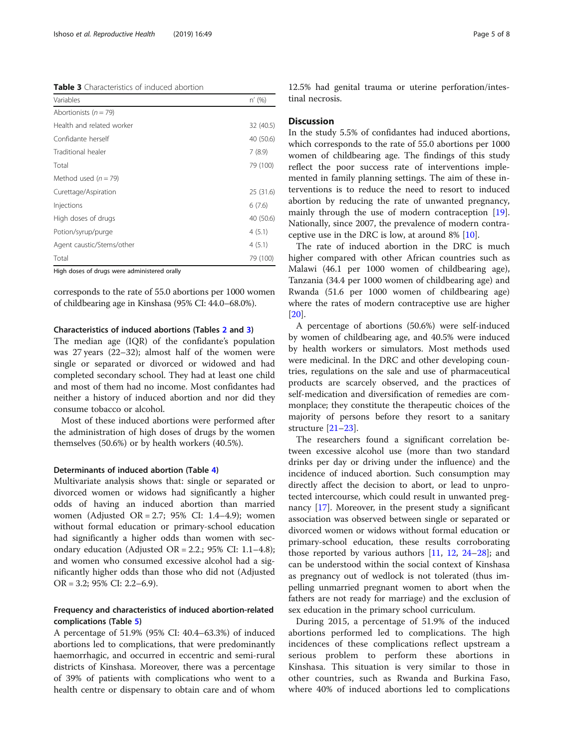**Table 3** Characteristics of induced abortion

| Variables | n' (%) |
| --- | --- |
| Abortionists (*n* = 79) | |
| Health and related worker | 32 (40.5) |
| Confidante herself | 40 (50.6) |
| Traditional healer | 7 (8.9) |
| Total | 79 (100) |
| Method used (*n* = 79) | |
| Curettage/Aspiration | 25 (31.6) |
| Injections | 6 (7.6) |
| High doses of drugs | 40 (50.6) |
| Potion/syrup/purge | 4 (5.1) |
| Agent caustic/Stems/other | 4 (5.1) |
| Total | 79 (100) |

High doses of drugs were administered orally

corresponds to the rate of 55.0 abortions per 1000 women of childbearing age in Kinshasa (95% CI: 44.0–68.0%).

#### Characteristics of induced abortions (Tables 2 and 3)

The median age (IQR) of the confidante's population was 27 years (22–32); almost half of the women were single or separated or divorced or widowed and had completed secondary school. They had at least one child and most of them had no income. Most confidantes had neither a history of induced abortion and nor did they consume tobacco or alcohol.

Most of these induced abortions were performed after the administration of high doses of drugs by the women themselves (50.6%) or by health workers (40.5%).

#### Determinants of induced abortion (Table 4)

Multivariate analysis shows that: single or separated or divorced women or widows had significantly a higher odds of having an induced abortion than married women (Adjusted OR = 2.7; 95% CI: 1.4–4.9); women without formal education or primary-school education had significantly a higher odds than women with secondary education (Adjusted OR = 2.2.; 95% CI: 1.1–4.8); and women who consumed excessive alcohol had a significantly higher odds than those who did not (Adjusted OR = 3.2; 95% CI: 2.2–6.9).

#### Frequency and characteristics of induced abortion-related complications (Table 5)

A percentage of 51.9% (95% CI: 40.4–63.3%) of induced abortions led to complications, that were predominantly haemorrhagic, and occurred in eccentric and semi-rural districts of Kinshasa. Moreover, there was a percentage of 39% of patients with complications who went to a health centre or dispensary to obtain care and of whom 12.5% had genital trauma or uterine perforation/intestinal necrosis.

## Discussion

In the study 5.5% of confidantes had induced abortions, which corresponds to the rate of 55.0 abortions per 1000 women of childbearing age. The findings of this study reflect the poor success rate of interventions implemented in family planning settings. The aim of these interventions is to reduce the need to resort to induced abortion by reducing the rate of unwanted pregnancy, mainly through the use of modern contraception [19]. Nationally, since 2007, the prevalence of modern contraceptive use in the DRC is low, at around 8% [10].

The rate of induced abortion in the DRC is much higher compared with other African countries such as Malawi (46.1 per 1000 women of childbearing age), Tanzania (34.4 per 1000 women of childbearing age) and Rwanda (51.6 per 1000 women of childbearing age) where the rates of modern contraceptive use are higher [20].

A percentage of abortions (50.6%) were self-induced by women of childbearing age, and 40.5% were induced by health workers or simulators. Most methods used were medicinal. In the DRC and other developing countries, regulations on the sale and use of pharmaceutical products are scarcely observed, and the practices of self-medication and diversification of remedies are commonplace; they constitute the therapeutic choices of the majority of persons before they resort to a sanitary structure [21–23].

The researchers found a significant correlation between excessive alcohol use (more than two standard drinks per day or driving under the influence) and the incidence of induced abortion. Such consumption may directly affect the decision to abort, or lead to unprotected intercourse, which could result in unwanted pregnancy [17]. Moreover, in the present study a significant association was observed between single or separated or divorced women or widows without formal education or primary-school education, these results corroborating those reported by various authors [11, 12, 24–28]; and can be understood within the social context of Kinshasa as pregnancy out of wedlock is not tolerated (thus impelling unmarried pregnant women to abort when the fathers are not ready for marriage) and the exclusion of sex education in the primary school curriculum.

During 2015, a percentage of 51.9% of the induced abortions performed led to complications. The high incidences of these complications reflect upstream a serious problem to perform these abortions in Kinshasa. This situation is very similar to those in other countries, such as Rwanda and Burkina Faso, where 40% of induced abortions led to complications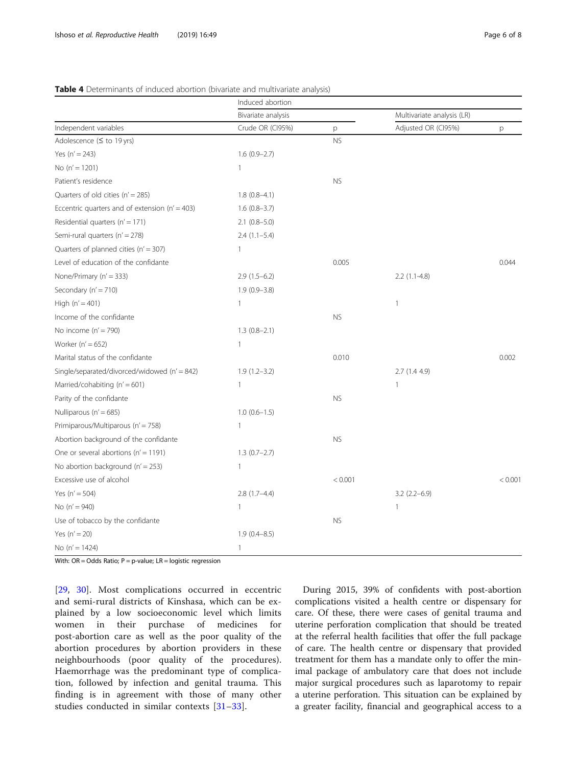**Table 4** Determinants of induced abortion (bivariate and multivariate analysis)

| | Induced abortion | | | |
|---|---|---|---|---|
| | Bivariate analysis | | Multivariate analysis (LR) | |
| Independent variables | Crude OR (CI95%) | p | Adjusted OR (CI95%) | p |
| Adolescence (≤ to 19 yrs) | | NS | | |
| Yes (n' = 243) | 1.6 (0.9–2.7) | | | |
| No (n' = 1201) | 1 | | | |
| Patient's residence | | NS | | |
| Quarters of old cities (n' = 285) | 1.8 (0.8–4.1) | | | |
| Eccentric quarters and of extension (n' = 403) | 1.6 (0.8–3.7) | | | |
| Residential quarters (n' = 171) | 2.1 (0.8–5.0) | | | |
| Semi-rural quarters (n' = 278) | 2.4 (1.1–5.4) | | | |
| Quarters of planned cities (n' = 307) | 1 | | | |
| Level of education of the confidante | | 0.005 | | 0.044 |
| None/Primary (n' = 333) | 2.9 (1.5–6.2) | | 2.2 (1.1-4.8) | |
| Secondary (n' = 710) | 1.9 (0.9–3.8) | | | |
| High (n' = 401) | 1 | | 1 | |
| Income of the confidante | | NS | | |
| No income (n' = 790) | 1.3 (0.8–2.1) | | | |
| Worker (n' = 652) | 1 | | | |
| Marital status of the confidante | | 0.010 | | 0.002 |
| Single/separated/divorced/widowed (n' = 842) | 1.9 (1.2–3.2) | | 2.7 (1.4 4.9) | |
| Married/cohabiting (n' = 601) | 1 | | 1 | |
| Parity of the confidante | | NS | | |
| Nulliparous (n' = 685) | 1.0 (0.6–1.5) | | | |
| Primiparous/Multiparous (n' = 758) | 1 | | | |
| Abortion background of the confidante | | NS | | |
| One or several abortions (n' = 1191) | 1.3 (0.7–2.7) | | | |
| No abortion background (n' = 253) | 1 | | | |
| Excessive use of alcohol | | < 0.001 | | < 0.001 |
| Yes (n' = 504) | 2.8 (1.7–4.4) | | 3.2 (2.2–6.9) | |
| No (n' = 940) | 1 | | 1 | |
| Use of tobacco by the confidante | | NS | | |
| Yes (n' = 20) | 1.9 (0.4–8.5) | | | |
| No (n' = 1424) | 1 | | | |

With: OR = Odds Ratio; P = p-value; LR = logistic regression

[29, 30]. Most complications occurred in eccentric and semi-rural districts of Kinshasa, which can be explained by a low socioeconomic level which limits women in their purchase of medicines for post-abortion care as well as the poor quality of the abortion procedures by abortion providers in these neighbourhoods (poor quality of the procedures). Haemorrhage was the predominant type of complication, followed by infection and genital trauma. This finding is in agreement with those of many other studies conducted in similar contexts [31–33].

During 2015, 39% of confidents with post-abortion complications visited a health centre or dispensary for care. Of these, there were cases of genital trauma and uterine perforation complication that should be treated at the referral health facilities that offer the full package of care. The health centre or dispensary that provided treatment for them has a mandate only to offer the minimal package of ambulatory care that does not include major surgical procedures such as laparotomy to repair a uterine perforation. This situation can be explained by a greater facility, financial and geographical access to a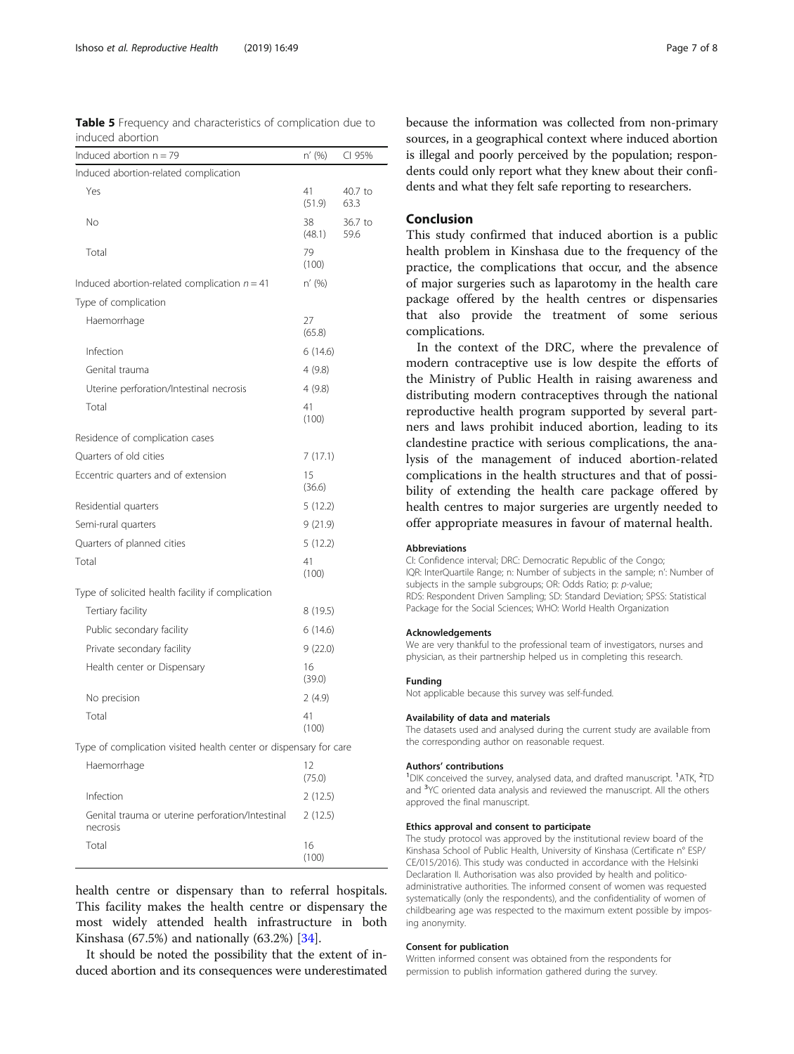**Table 5** Frequency and characteristics of complication due to induced abortion

| Induced abortion n = 79 | n′ (%) | CI 95% |
|---|---|---|
| Induced abortion-related complication | | |
| Yes | 41 (51.9) | 40.7 to 63.3 |
| No | 38 (48.1) | 36.7 to 59.6 |
| Total | 79 (100) | |
| Induced abortion-related complication n = 41 | n′ (%) | |
| Type of complication | | |
| Haemorrhage | 27 (65.8) | |
| Infection | 6 (14.6) | |
| Genital trauma | 4 (9.8) | |
| Uterine perforation/Intestinal necrosis | 4 (9.8) | |
| Total | 41 (100) | |
| Residence of complication cases | | |
| Quarters of old cities | 7 (17.1) | |
| Eccentric quarters and of extension | 15 (36.6) | |
| Residential quarters | 5 (12.2) | |
| Semi-rural quarters | 9 (21.9) | |
| Quarters of planned cities | 5 (12.2) | |
| Total | 41 (100) | |
| Type of solicited health facility if complication | | |
| Tertiary facility | 8 (19.5) | |
| Public secondary facility | 6 (14.6) | |
| Private secondary facility | 9 (22.0) | |
| Health center or Dispensary | 16 (39.0) | |
| No precision | 2 (4.9) | |
| Total | 41 (100) | |
| Type of complication visited health center or dispensary for care | | |
| Haemorrhage | 12 (75.0) | |
| Infection | 2 (12.5) | |
| Genital trauma or uterine perforation/Intestinal necrosis | 2 (12.5) | |
| Total | 16 (100) | |

health centre or dispensary than to referral hospitals. This facility makes the health centre or dispensary the most widely attended health infrastructure in both Kinshasa (67.5%) and nationally (63.2%) [34].

It should be noted the possibility that the extent of induced abortion and its consequences were underestimated because the information was collected from non-primary sources, in a geographical context where induced abortion is illegal and poorly perceived by the population; respondents could only report what they knew about their confidents and what they felt safe reporting to researchers.

## Conclusion

This study confirmed that induced abortion is a public health problem in Kinshasa due to the frequency of the practice, the complications that occur, and the absence of major surgeries such as laparotomy in the health care package offered by the health centres or dispensaries that also provide the treatment of some serious complications.

In the context of the DRC, where the prevalence of modern contraceptive use is low despite the efforts of the Ministry of Public Health in raising awareness and distributing modern contraceptives through the national reproductive health program supported by several partners and laws prohibit induced abortion, leading to its clandestine practice with serious complications, the analysis of the management of induced abortion-related complications in the health structures and that of possibility of extending the health care package offered by health centres to major surgeries are urgently needed to offer appropriate measures in favour of maternal health.

### Abbreviations

CI: Confidence interval; DRC: Democratic Republic of the Congo; IQR: InterQuartile Range; n: Number of subjects in the sample; n′: Number of subjects in the sample subgroups; OR: Odds Ratio; p: *p*-value; RDS: Respondent Driven Sampling; SD: Standard Deviation; SPSS: Statistical Package for the Social Sciences; WHO: World Health Organization

### Acknowledgements

We are very thankful to the professional team of investigators, nurses and physician, as their partnership helped us in completing this research.

### Funding

Not applicable because this survey was self-funded.

### Availability of data and materials

The datasets used and analysed during the current study are available from the corresponding author on reasonable request.

### Authors' contributions

[1]DIK conceived the survey, analysed data, and drafted manuscript. [1]ATK, [2]TD and [3]YC oriented data analysis and reviewed the manuscript. All the others approved the final manuscript.

### Ethics approval and consent to participate

The study protocol was approved by the institutional review board of the Kinshasa School of Public Health, University of Kinshasa (Certificate n° ESP/CE/015/2016). This study was conducted in accordance with the Helsinki Declaration II. Authorisation was also provided by health and politico-administrative authorities. The informed consent of women was requested systematically (only the respondents), and the confidentiality of women of childbearing age was respected to the maximum extent possible by imposing anonymity.

### Consent for publication

Written informed consent was obtained from the respondents for permission to publish information gathered during the survey.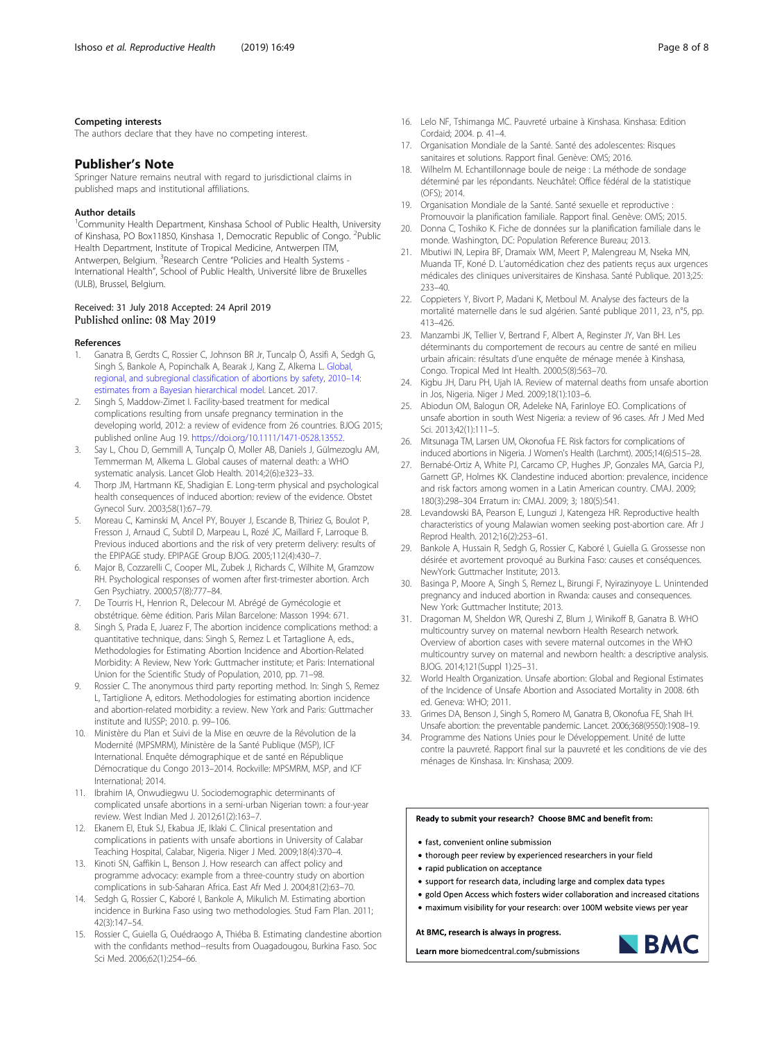### Competing interests

The authors declare that they have no competing interest.

## Publisher's Note

Springer Nature remains neutral with regard to jurisdictional claims in published maps and institutional affiliations.

### Author details

[1]Community Health Department, Kinshasa School of Public Health, University of Kinshasa, PO Box11850, Kinshasa 1, Democratic Republic of Congo. [2]Public Health Department, Institute of Tropical Medicine, Antwerpen ITM, Antwerpen, Belgium. [3]Research Centre "Policies and Health Systems - International Health", School of Public Health, Université libre de Bruxelles (ULB), Brussel, Belgium.

Received: 31 July 2018 Accepted: 24 April 2019
Published online: 08 May 2019

### References

1. Ganatra B, Gerdts C, Rossier C, Johnson BR Jr, Tuncalp Ö, Assifi A, Sedgh G, Singh S, Bankole A, Popinchalk A, Bearak J, Kang Z, Alkema L. Global, regional, and subregional classification of abortions by safety, 2010–14: estimates from a Bayesian hierarchical model. Lancet. 2017.
2. Singh S, Maddow-Zimet I. Facility-based treatment for medical complications resulting from unsafe pregnancy termination in the developing world, 2012: a review of evidence from 26 countries. BJOG 2015; published online Aug 19. https://doi.org/10.1111/1471-0528.13552.
3. Say L, Chou D, Gemmill A, Tunçalp Ö, Moller AB, Daniels J, Gülmezoglu AM, Temmerman M, Alkema L. Global causes of maternal death: a WHO systematic analysis. Lancet Glob Health. 2014;2(6):e323–33.
4. Thorp JM, Hartmann KE, Shadigian E. Long-term physical and psychological health consequences of induced abortion: review of the evidence. Obstet Gynecol Surv. 2003;58(1):67–79.
5. Moreau C, Kaminski M, Ancel PY, Bouyer J, Escande B, Thiriez G, Boulot P, Fresson J, Arnaud C, Subtil D, Marpeau L, Rozé JC, Maillard F, Larroque B. Previous induced abortions and the risk of very preterm delivery: results of the EPIPAGE study. EPIPAGE Group BJOG. 2005;112(4):430–7.
6. Major B, Cozzarelli C, Cooper ML, Zubek J, Richards C, Wilhite M, Gramzow RH. Psychological responses of women after first-trimester abortion. Arch Gen Psychiatry. 2000;57(8):777–84.
7. De Tourris H., Henrion R., Delecour M. Abrégé de Gymécologie et obstétrique. 6ème édition. Paris Milan Barcelone: Masson 1994: 671.
8. Singh S, Prada E, Juarez F, The abortion incidence complications method: a quantitative technique, dans: Singh S, Remez L et Tartaglione A, eds., Methodologies for Estimating Abortion Incidence and Abortion-Related Morbidity: A Review, New York: Guttmacher institute; et Paris: International Union for the Scientific Study of Population, 2010, pp. 71–98.
9. Rossier C. The anonymous third party reporting method. In: Singh S, Remez L, Tartiglione A, editors. Methodologies for estimating abortion incidence and abortion-related morbidity: a review. New York and Paris: Guttmacher institute and IUSSP; 2010. p. 99–106.
10. Ministère du Plan et Suivi de la Mise en œuvre de la Révolution de la Modernité (MPSMRM), Ministère de la Santé Publique (MSP), ICF International. Enquête démographique et de santé en République Démocratique du Congo 2013–2014. Rockville: MPSMRM, MSP, and ICF International; 2014.
11. Ibrahim IA, Onwudiegwu U. Sociodemographic determinants of complicated unsafe abortions in a semi-urban Nigerian town: a four-year review. West Indian Med J. 2012;61(2):163–7.
12. Ekanem EI, Etuk SJ, Ekabua JE, Iklaki C. Clinical presentation and complications in patients with unsafe abortions in University of Calabar Teaching Hospital, Calabar, Nigeria. Niger J Med. 2009;18(4):370–4.
13. Kinoti SN, Gaffikin L, Benson J. How research can affect policy and programme advocacy: example from a three-country study on abortion complications in sub-Saharan Africa. East Afr Med J. 2004;81(2):63–70.
14. Sedgh G, Rossier C, Kaboré I, Bankole A, Mikulich M. Estimating abortion incidence in Burkina Faso using two methodologies. Stud Fam Plan. 2011; 42(3):147–54.
15. Rossier C, Guiella G, Ouédraogo A, Thiéba B. Estimating clandestine abortion with the confidants method--results from Ouagadougou, Burkina Faso. Soc Sci Med. 2006;62(1):254–66.
16. Lelo NF, Tshimanga MC. Pauvreté urbaine à Kinshasa. Kinshasa: Edition Cordaid; 2004. p. 41–4.
17. Organisation Mondiale de la Santé. Santé des adolescentes: Risques sanitaires et solutions. Rapport final. Genève: OMS; 2016.
18. Wilhelm M. Echantillonnage boule de neige : La méthode de sondage déterminé par les répondants. Neuchâtel: Office fédéral de la statistique (OFS); 2014.
19. Organisation Mondiale de la Santé. Santé sexuelle et reproductive : Promouvoir la planification familiale. Rapport final. Genève: OMS; 2015.
20. Donna C, Toshiko K. Fiche de données sur la planification familiale dans le monde. Washington, DC: Population Reference Bureau; 2013.
21. Mbutiwi IN, Lepira BF, Dramaix WM, Meert P, Malengreau M, Nseka MN, Muanda TF, Koné D. L'automédication chez des patients reçus aux urgences médicales des cliniques universitaires de Kinshasa. Santé Publique. 2013;25: 233–40.
22. Coppieters Y, Bivort P, Madani K, Metboul M. Analyse des facteurs de la mortalité maternelle dans le sud algérien. Santé publique 2011, 23, n°5, pp. 413–426.
23. Manzambi JK, Tellier V, Bertrand F, Albert A, Reginster JY, Van BH. Les déterminants du comportement de recours au centre de santé en milieu urbain africain: résultats d'une enquête de ménage menée à Kinshasa, Congo. Tropical Med Int Health. 2000;5(8):563–70.
24. Kigbu JH, Daru PH, Ujah IA. Review of maternal deaths from unsafe abortion in Jos, Nigeria. Niger J Med. 2009;18(1):103–6.
25. Abiodun OM, Balogun OR, Adeleke NA, Farinloye EO. Complications of unsafe abortion in south West Nigeria: a review of 96 cases. Afr J Med Med Sci. 2013;42(1):111–5.
26. Mitsunaga TM, Larsen UM, Okonofua FE. Risk factors for complications of induced abortions in Nigeria. J Women's Health (Larchmt). 2005;14(6):515–28.
27. Bernabé-Ortiz A, White PJ, Carcamo CP, Hughes JP, Gonzales MA, Garcia PJ, Garnett GP, Holmes KK. Clandestine induced abortion: prevalence, incidence and risk factors among women in a Latin American country. CMAJ. 2009; 180(3):298–304 Erratum in: CMAJ. 2009; 3; 180(5):541.
28. Levandowski BA, Pearson E, Lunguzi J, Katengeza HR. Reproductive health characteristics of young Malawian women seeking post-abortion care. Afr J Reprod Health. 2012;16(2):253–61.
29. Bankole A, Hussain R, Sedgh G, Rossier C, Kaboré I, Guiella G. Grossesse non désirée et avortement provoqué au Burkina Faso: causes et conséquences. NewYork: Guttmacher Institute; 2013.
30. Basinga P, Moore A, Singh S, Remez L, Birungi F, Nyirazinyoye L. Unintended pregnancy and induced abortion in Rwanda: causes and consequences. New York: Guttmacher Institute; 2013.
31. Dragoman M, Sheldon WR, Qureshi Z, Blum J, Winikoff B, Ganatra B. WHO multicountry survey on maternal newborn Health Research network. Overview of abortion cases with severe maternal outcomes in the WHO multicountry survey on maternal and newborn health: a descriptive analysis. BJOG. 2014;121(Suppl 1):25–31.
32. World Health Organization. Unsafe abortion: Global and Regional Estimates of the Incidence of Unsafe Abortion and Associated Mortality in 2008. 6th ed. Geneva: WHO; 2011.
33. Grimes DA, Benson J, Singh S, Romero M, Ganatra B, Okonofua FE, Shah IH. Unsafe abortion: the preventable pandemic. Lancet. 2006;368(9550):1908–19.
34. Programme des Nations Unies pour le Développement. Unité de lutte contre la pauvreté. Rapport final sur la pauvreté et les conditions de vie des ménages de Kinshasa. In: Kinshasa; 2009.

**Ready to submit your research? Choose BMC and benefit from:**

- fast, convenient online submission
- thorough peer review by experienced researchers in your field
- rapid publication on acceptance
- support for research data, including large and complex data types
- gold Open Access which fosters wider collaboration and increased citations
- maximum visibility for your research: over 100M website views per year

**At BMC, research is always in progress.**

**Learn more** biomedcentral.com/submissions

BMC